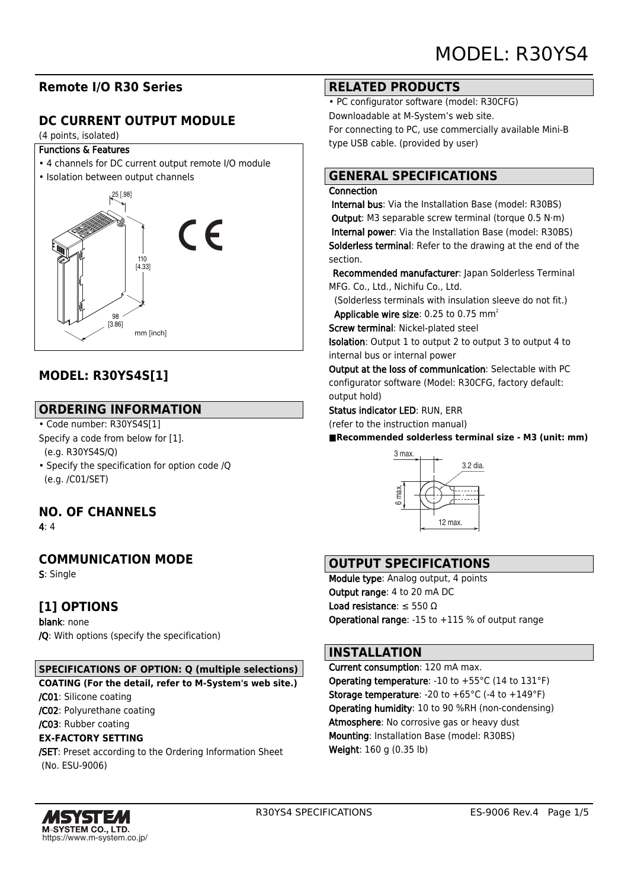# MODEL: R30YS4

## Remote I/O R30 Series

## DC CURRENT OUTPUT MODULE

(4 points, isolated)

**Functions & Features**

- 4 channels for DC current output remote I/O module
- Isolation between output channels

## MODEL: R30YS4S[1]

## ORDERING INFORMATION

- Code number: R30YS4S[1]

Specify a code from below for [1].
(e.g. R30YS4S/Q)

- Specify the specification for option code /Q
(e.g. /C01/SET)

## NO. OF CHANNELS

**4**: 4

## COMMUNICATION MODE

**S**: Single

## [1] OPTIONS

**blank**: none
**/Q**: With options (specify the specification)

### SPECIFICATIONS OF OPTION: Q (multiple selections)

**COATING (For the detail, refer to M-System's web site.)**
**/C01**: Silicone coating
**/C02**: Polyurethane coating
**/C03**: Rubber coating

**EX-FACTORY SETTING**
**/SET**: Preset according to the Ordering Information Sheet (No. ESU-9006)

## RELATED PRODUCTS

- PC configurator software (model: R30CFG)

Downloadable at M-System's web site.
For connecting to PC, use commercially available Mini-B type USB cable. (provided by user)

## GENERAL SPECIFICATIONS

**Connection**
**Internal bus**: Via the Installation Base (model: R30BS)
**Output**: M3 separable screw terminal (torque 0.5 N·m)
**Internal power**: Via the Installation Base (model: R30BS)
**Solderless terminal**: Refer to the drawing at the end of the section.
**Recommended manufacturer**: Japan Solderless Terminal MFG. Co., Ltd., Nichifu Co., Ltd.
(Solderless terminals with insulation sleeve do not fit.)
**Applicable wire size**: 0.25 to 0.75 mm$^2$
**Screw terminal**: Nickel-plated steel
**Isolation**: Output 1 to output 2 to output 3 to output 4 to internal bus or internal power
**Output at the loss of communication**: Selectable with PC configurator software (Model: R30CFG, factory default: output hold)
**Status indicator LED**: RUN, ERR
(refer to the instruction manual)

**■Recommended solderless terminal size - M3 (unit: mm)**

## OUTPUT SPECIFICATIONS

**Module type**: Analog output, 4 points
**Output range**: 4 to 20 mA DC
**Load resistance**: ≤ 550 Ω
**Operational range**: -15 to +115 % of output range

## INSTALLATION

**Current consumption**: 120 mA max.
**Operating temperature**: -10 to +55°C (14 to 131°F)
**Storage temperature**: -20 to +65°C (-4 to +149°F)
**Operating humidity**: 10 to 90 %RH (non-condensing)
**Atmosphere**: No corrosive gas or heavy dust
**Mounting**: Installation Base (model: R30BS)
**Weight**: 160 g (0.35 lb)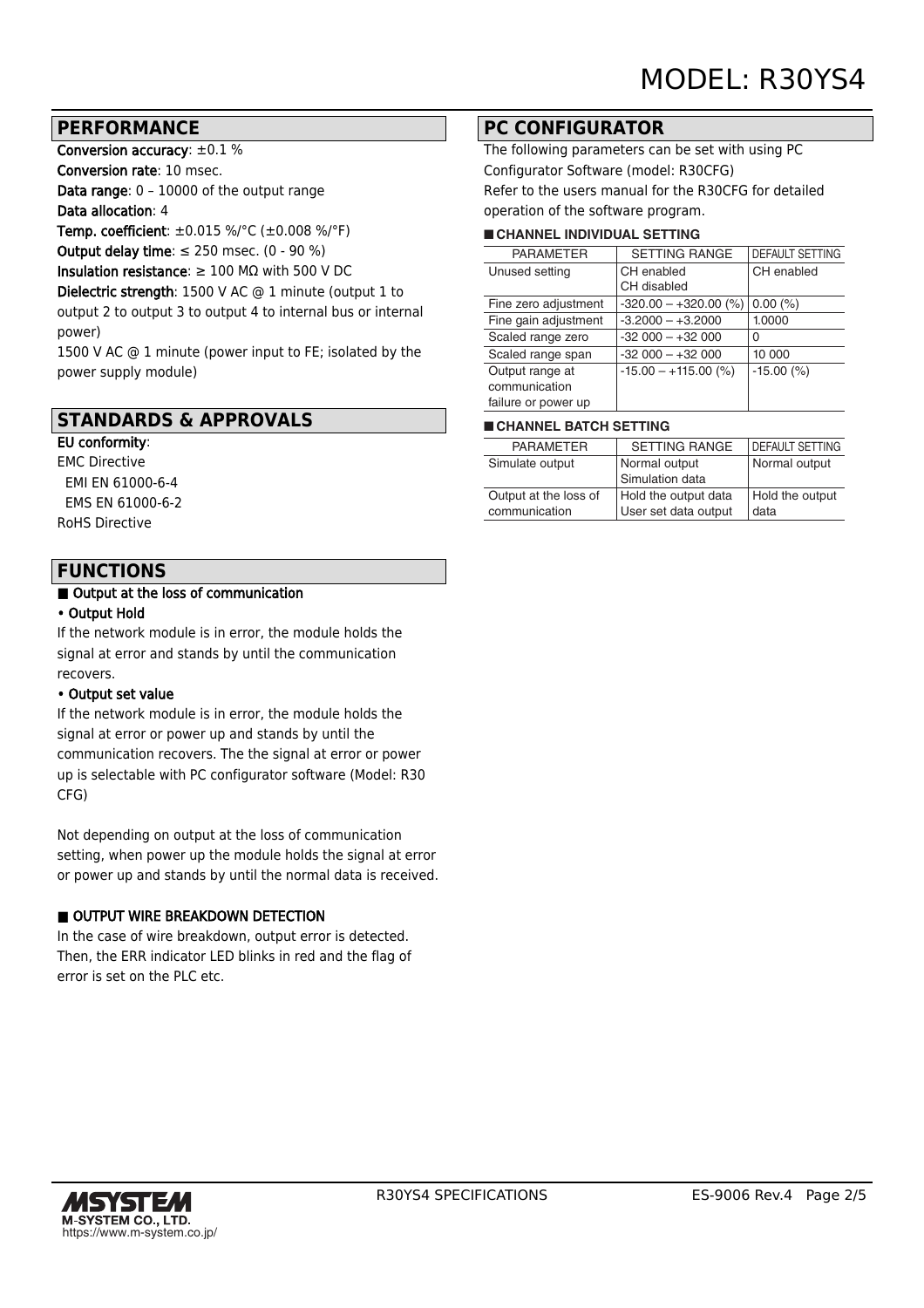## PERFORMANCE

**Conversion accuracy**: ±0.1 %
**Conversion rate**: 10 msec.
**Data range**: 0 – 10000 of the output range
**Data allocation**: 4
**Temp. coefficient**: ±0.015 %/°C (±0.008 %/°F)
**Output delay time**: ≤ 250 msec. (0 - 90 %)
**Insulation resistance**: ≥ 100 MΩ with 500 V DC
**Dielectric strength**: 1500 V AC @ 1 minute (output 1 to output 2 to output 3 to output 4 to internal bus or internal power)
1500 V AC @ 1 minute (power input to FE; isolated by the power supply module)

## STANDARDS & APPROVALS

**EU conformity**:
EMC Directive
  EMI EN 61000-6-4
  EMS EN 61000-6-2
RoHS Directive

## FUNCTIONS

■ **Output at the loss of communication**

• **Output Hold**

If the network module is in error, the module holds the signal at error and stands by until the communication recovers.

• **Output set value**

If the network module is in error, the module holds the signal at error or power up and stands by until the communication recovers. The the signal at error or power up is selectable with PC configurator software (Model: R30 CFG)

Not depending on output at the loss of communication setting, when power up the module holds the signal at error or power up and stands by until the normal data is received.

■ **OUTPUT WIRE BREAKDOWN DETECTION**

In the case of wire breakdown, output error is detected. Then, the ERR indicator LED blinks in red and the flag of error is set on the PLC etc.

## PC CONFIGURATOR

The following parameters can be set with using PC Configurator Software (model: R30CFG)
Refer to the users manual for the R30CFG for detailed operation of the software program.

■ **CHANNEL INDIVIDUAL SETTING**

| PARAMETER | SETTING RANGE | DEFAULT SETTING |
|---|---|---|
| Unused setting | CH enabled<br>CH disabled | CH enabled |
| Fine zero adjustment | -320.00 – +320.00 (%) | 0.00 (%) |
| Fine gain adjustment | -3.2000 – +3.2000 | 1.0000 |
| Scaled range zero | -32 000 – +32 000 | 0 |
| Scaled range span | -32 000 – +32 000 | 10 000 |
| Output range at communication failure or power up | -15.00 – +115.00 (%) | -15.00 (%) |

■ **CHANNEL BATCH SETTING**

| PARAMETER | SETTING RANGE | DEFAULT SETTING |
|---|---|---|
| Simulate output | Normal output<br>Simulation data | Normal output |
| Output at the loss of communication | Hold the output data<br>User set data output | Hold the output data |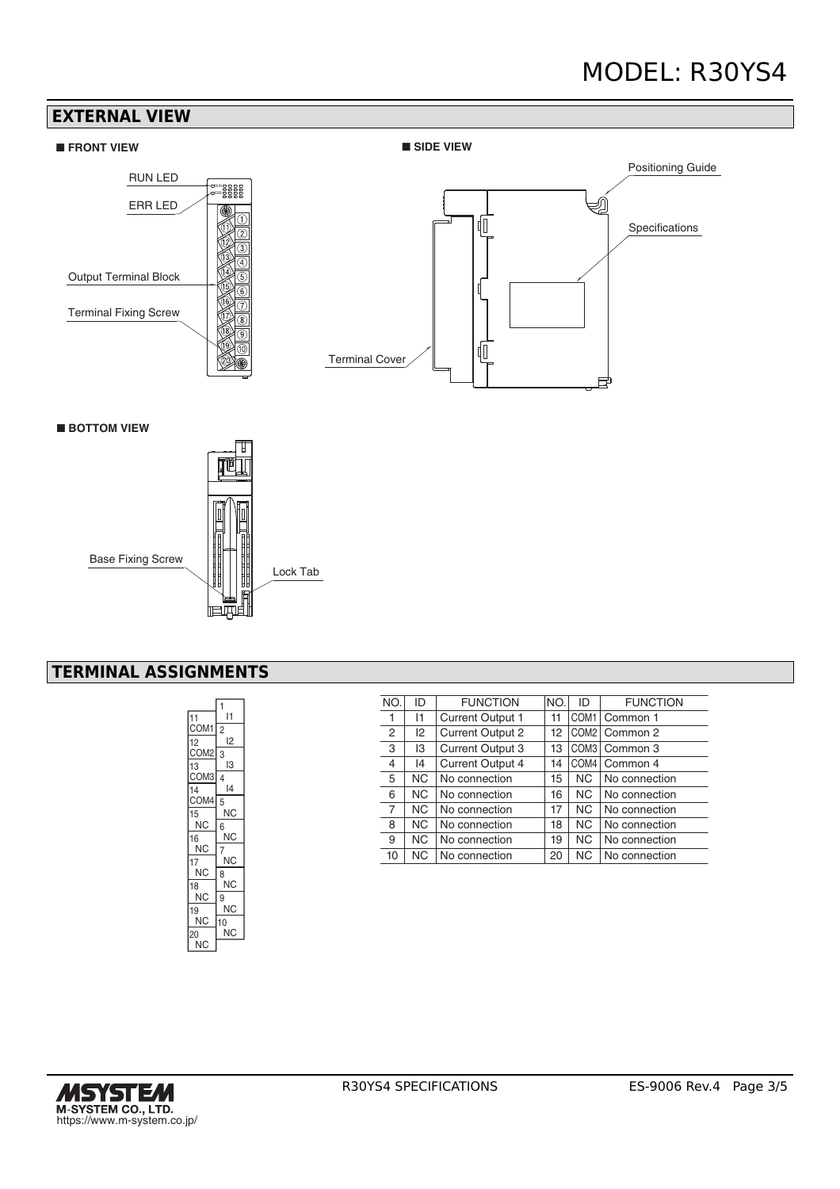## EXTERNAL VIEW

■ **FRONT VIEW**

RUN LED

ERR LED

Output Terminal Block

Terminal Fixing Screw

■ **SIDE VIEW**

Positioning Guide

Specifications

Terminal Cover

■ **BOTTOM VIEW**

Base Fixing Screw

Lock Tab

## TERMINAL ASSIGNMENTS

| NO. | ID | FUNCTION | NO. | ID | FUNCTION |
|---|---|---|---|---|---|
| 1 | I1 | Current Output 1 | 11 | COM1 | Common 1 |
| 2 | I2 | Current Output 2 | 12 | COM2 | Common 2 |
| 3 | I3 | Current Output 3 | 13 | COM3 | Common 3 |
| 4 | I4 | Current Output 4 | 14 | COM4 | Common 4 |
| 5 | NC | No connection | 15 | NC | No connection |
| 6 | NC | No connection | 16 | NC | No connection |
| 7 | NC | No connection | 17 | NC | No connection |
| 8 | NC | No connection | 18 | NC | No connection |
| 9 | NC | No connection | 19 | NC | No connection |
| 10 | NC | No connection | 20 | NC | No connection |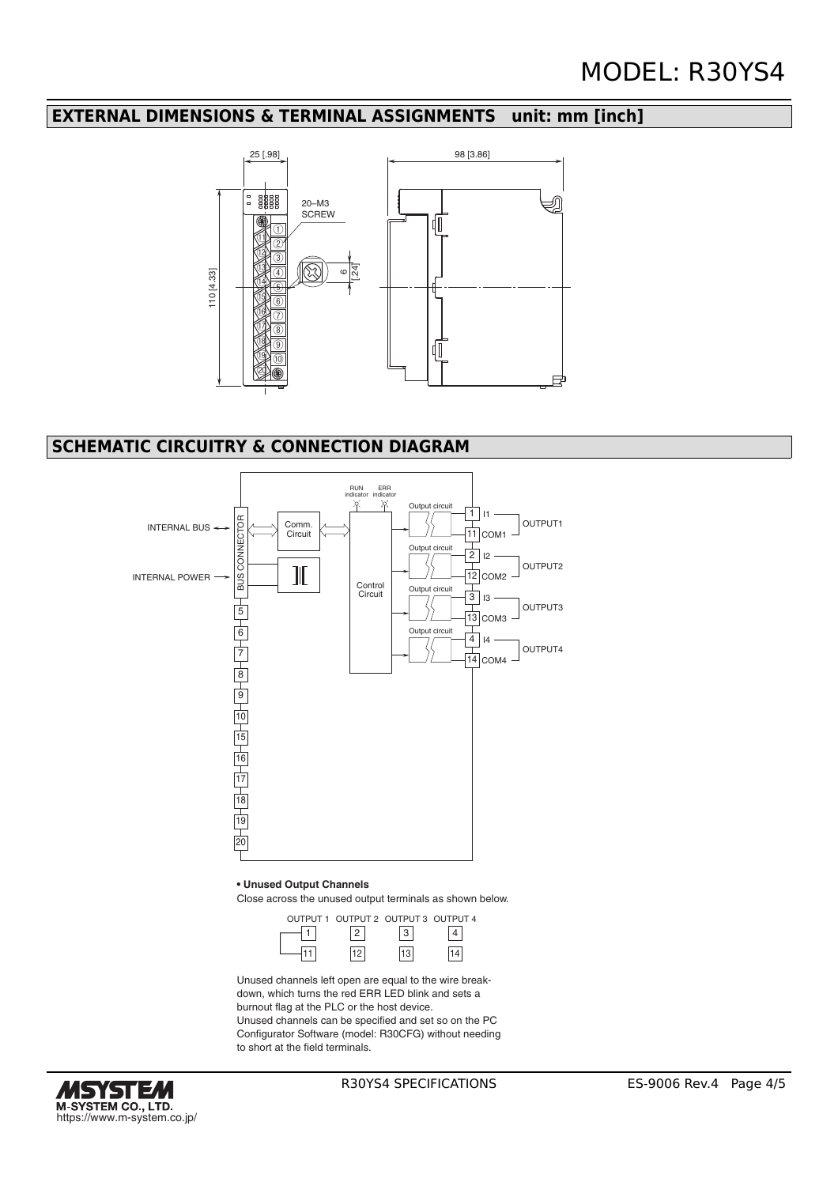## EXTERNAL DIMENSIONS & TERMINAL ASSIGNMENTS unit: mm [inch]

## SCHEMATIC CIRCUITRY & CONNECTION DIAGRAM

**• Unused Output Channels**

Close across the unused output terminals as shown below.

Unused channels left open are equal to the wire breakdown, which turns the red ERR LED blink and sets a burnout flag at the PLC or the host device.
Unused channels can be specified and set so on the PC Configurator Software (model: R30CFG) without needing to short at the field terminals.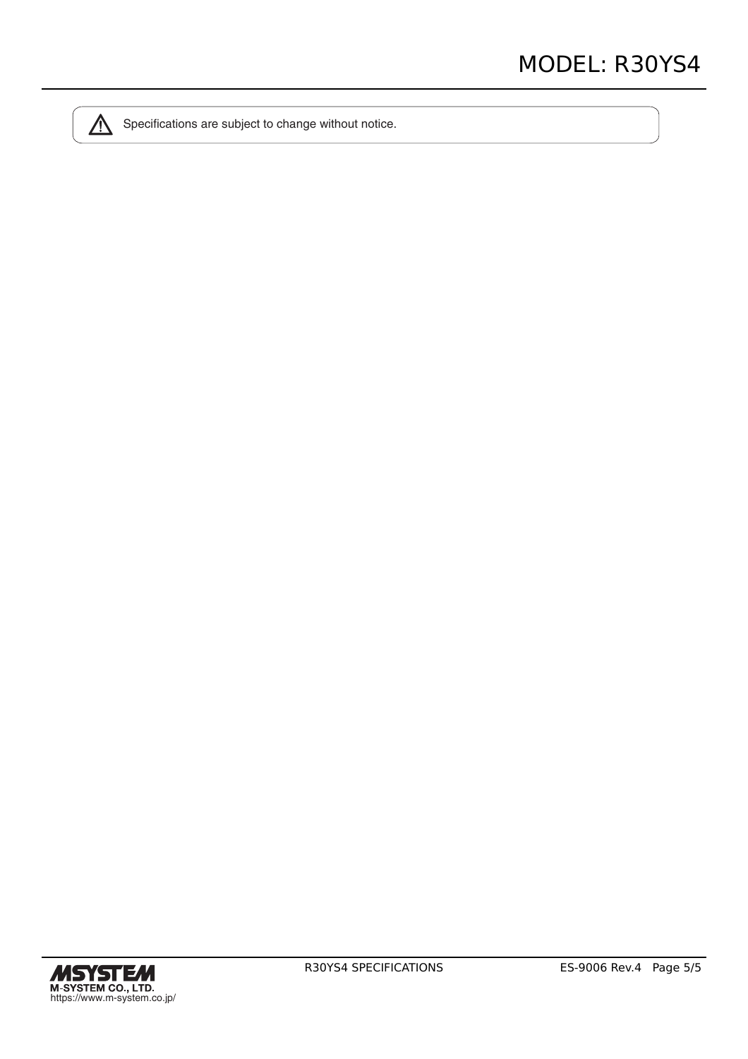Specifications are subject to change without notice.